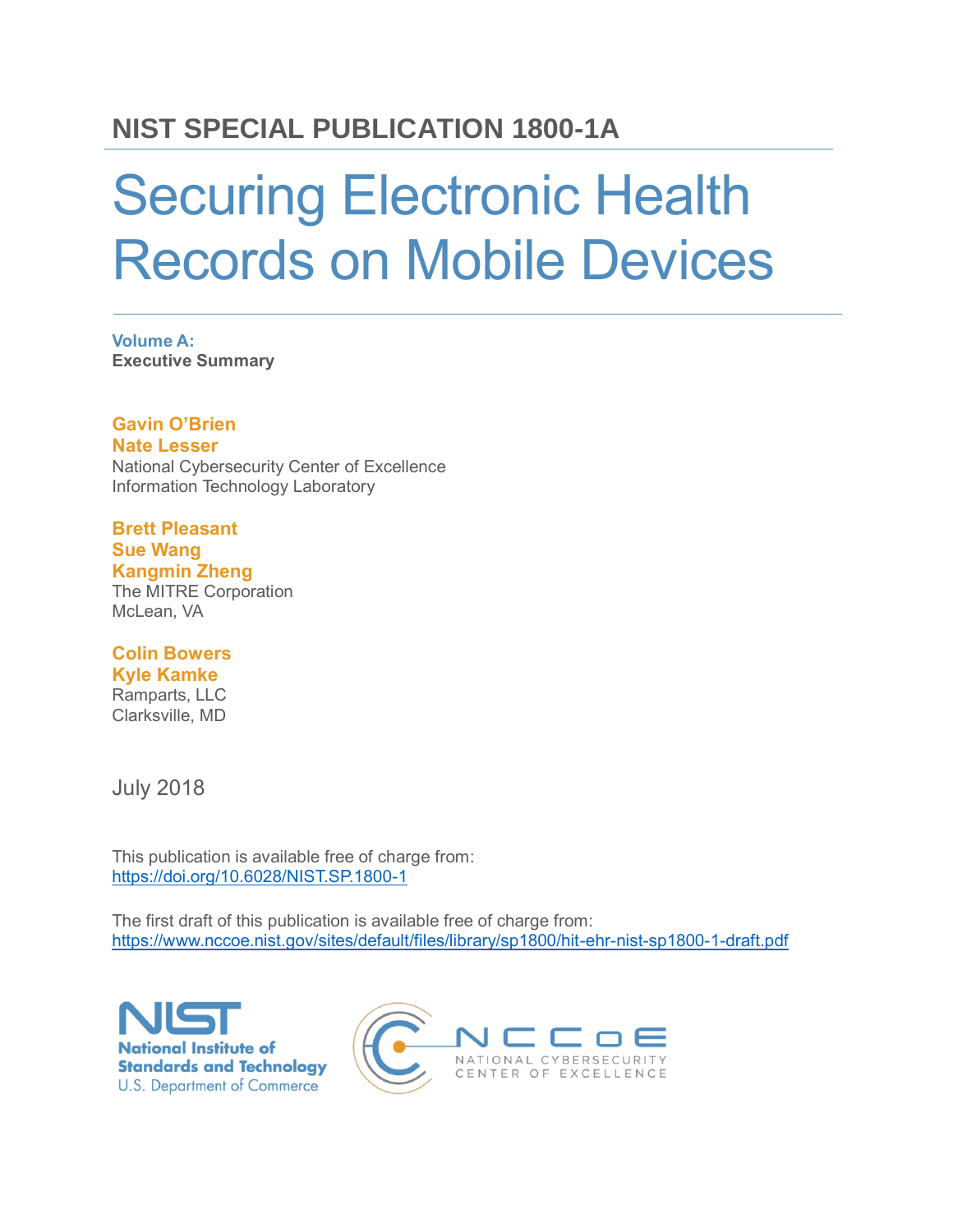## NIST SPECIAL PUBLICATION 1800-1A

# Securing Electronic Health Records on Mobile Devices

**Volume A:**
**Executive Summary**

**Gavin O'Brien**
**Nate Lesser**
National Cybersecurity Center of Excellence
Information Technology Laboratory

**Brett Pleasant**
**Sue Wang**
**Kangmin Zheng**
The MITRE Corporation
McLean, VA

**Colin Bowers**
**Kyle Kamke**
Ramparts, LLC
Clarksville, MD

July 2018

This publication is available free of charge from:
https://doi.org/10.6028/NIST.SP.1800-1

The first draft of this publication is available free of charge from:
https://www.nccoe.nist.gov/sites/default/files/library/sp1800/hit-ehr-nist-sp1800-1-draft.pdf

NIST
National Institute of Standards and Technology
U.S. Department of Commerce

NCCoE
NATIONAL CYBERSECURITY CENTER OF EXCELLENCE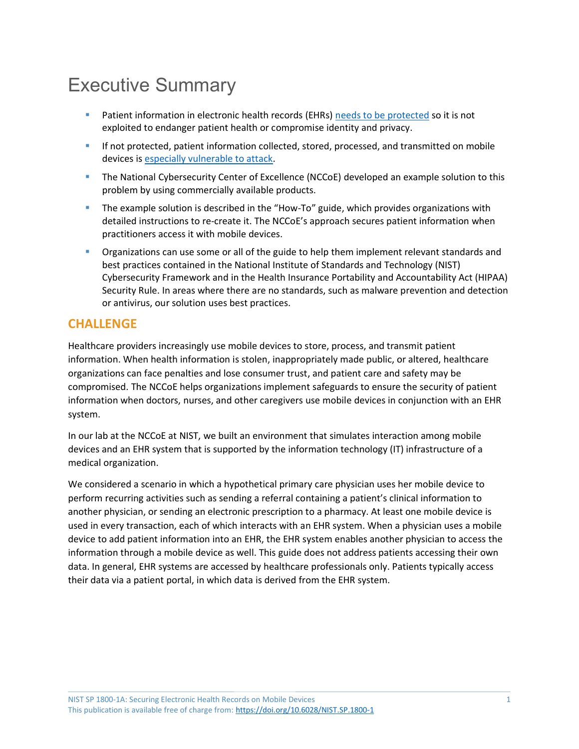# Executive Summary

- Patient information in electronic health records (EHRs) needs to be protected so it is not exploited to endanger patient health or compromise identity and privacy.
- If not protected, patient information collected, stored, processed, and transmitted on mobile devices is especially vulnerable to attack.
- The National Cybersecurity Center of Excellence (NCCoE) developed an example solution to this problem by using commercially available products.
- The example solution is described in the "How-To" guide, which provides organizations with detailed instructions to re-create it. The NCCoE's approach secures patient information when practitioners access it with mobile devices.
- Organizations can use some or all of the guide to help them implement relevant standards and best practices contained in the National Institute of Standards and Technology (NIST) Cybersecurity Framework and in the Health Insurance Portability and Accountability Act (HIPAA) Security Rule. In areas where there are no standards, such as malware prevention and detection or antivirus, our solution uses best practices.

## CHALLENGE

Healthcare providers increasingly use mobile devices to store, process, and transmit patient information. When health information is stolen, inappropriately made public, or altered, healthcare organizations can face penalties and lose consumer trust, and patient care and safety may be compromised. The NCCoE helps organizations implement safeguards to ensure the security of patient information when doctors, nurses, and other caregivers use mobile devices in conjunction with an EHR system.

In our lab at the NCCoE at NIST, we built an environment that simulates interaction among mobile devices and an EHR system that is supported by the information technology (IT) infrastructure of a medical organization.

We considered a scenario in which a hypothetical primary care physician uses her mobile device to perform recurring activities such as sending a referral containing a patient's clinical information to another physician, or sending an electronic prescription to a pharmacy. At least one mobile device is used in every transaction, each of which interacts with an EHR system. When a physician uses a mobile device to add patient information into an EHR, the EHR system enables another physician to access the information through a mobile device as well. This guide does not address patients accessing their own data. In general, EHR systems are accessed by healthcare professionals only. Patients typically access their data via a patient portal, in which data is derived from the EHR system.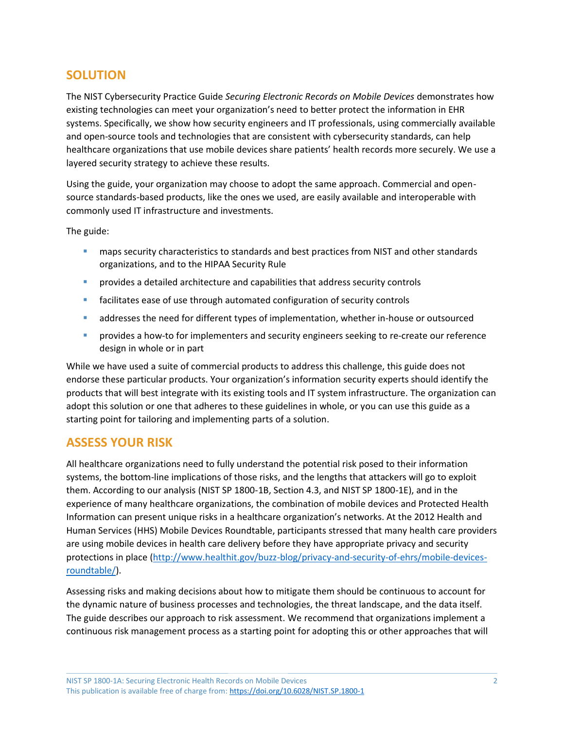## SOLUTION

The NIST Cybersecurity Practice Guide *Securing Electronic Records on Mobile Devices* demonstrates how existing technologies can meet your organization's need to better protect the information in EHR systems. Specifically, we show how security engineers and IT professionals, using commercially available and open-source tools and technologies that are consistent with cybersecurity standards, can help healthcare organizations that use mobile devices share patients' health records more securely. We use a layered security strategy to achieve these results.

Using the guide, your organization may choose to adopt the same approach. Commercial and open-source standards-based products, like the ones we used, are easily available and interoperable with commonly used IT infrastructure and investments.

The guide:

- maps security characteristics to standards and best practices from NIST and other standards organizations, and to the HIPAA Security Rule
- provides a detailed architecture and capabilities that address security controls
- facilitates ease of use through automated configuration of security controls
- addresses the need for different types of implementation, whether in-house or outsourced
- provides a how-to for implementers and security engineers seeking to re-create our reference design in whole or in part

While we have used a suite of commercial products to address this challenge, this guide does not endorse these particular products. Your organization's information security experts should identify the products that will best integrate with its existing tools and IT system infrastructure. The organization can adopt this solution or one that adheres to these guidelines in whole, or you can use this guide as a starting point for tailoring and implementing parts of a solution.

## ASSESS YOUR RISK

All healthcare organizations need to fully understand the potential risk posed to their information systems, the bottom-line implications of those risks, and the lengths that attackers will go to exploit them. According to our analysis (NIST SP 1800-1B, Section 4.3, and NIST SP 1800-1E), and in the experience of many healthcare organizations, the combination of mobile devices and Protected Health Information can present unique risks in a healthcare organization's networks. At the 2012 Health and Human Services (HHS) Mobile Devices Roundtable, participants stressed that many health care providers are using mobile devices in health care delivery before they have appropriate privacy and security protections in place ([http://www.healthit.gov/buzz-blog/privacy-and-security-of-ehrs/mobile-devices-roundtable/](http://www.healthit.gov/buzz-blog/privacy-and-security-of-ehrs/mobile-devices-roundtable/)).

Assessing risks and making decisions about how to mitigate them should be continuous to account for the dynamic nature of business processes and technologies, the threat landscape, and the data itself. The guide describes our approach to risk assessment. We recommend that organizations implement a continuous risk management process as a starting point for adopting this or other approaches that will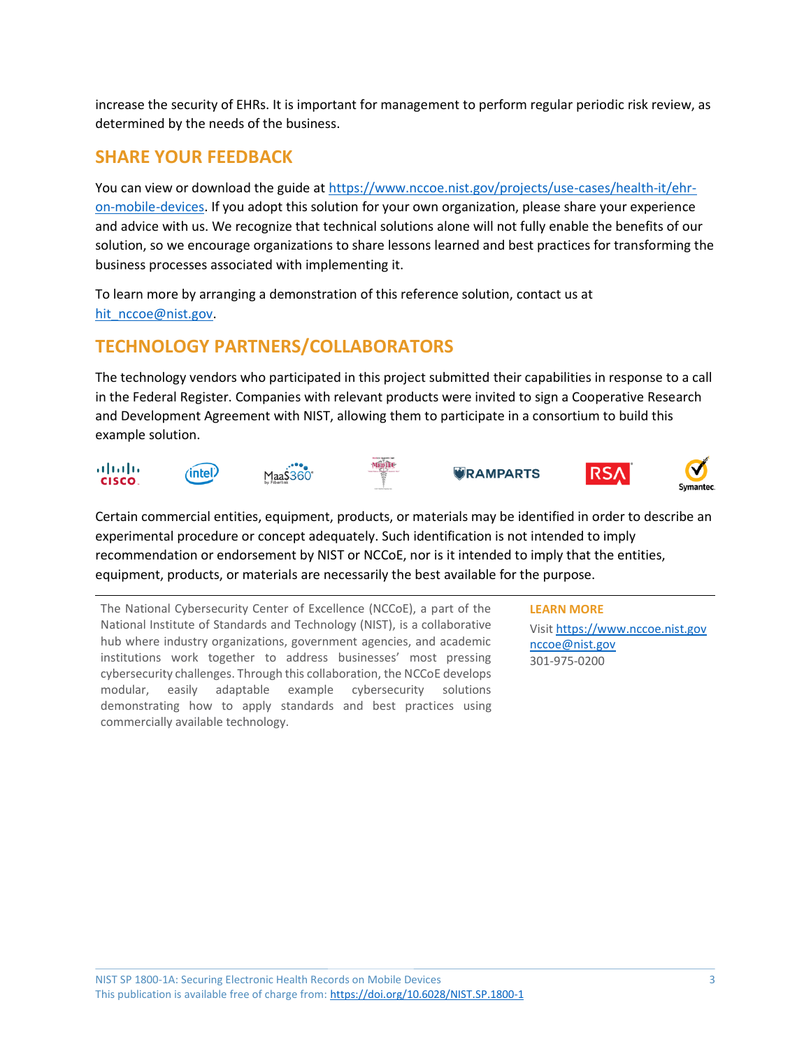increase the security of EHRs. It is important for management to perform regular periodic risk review, as determined by the needs of the business.

## SHARE YOUR FEEDBACK

You can view or download the guide at https://www.nccoe.nist.gov/projects/use-cases/health-it/ehr-on-mobile-devices. If you adopt this solution for your own organization, please share your experience and advice with us. We recognize that technical solutions alone will not fully enable the benefits of our solution, so we encourage organizations to share lessons learned and best practices for transforming the business processes associated with implementing it.

To learn more by arranging a demonstration of this reference solution, contact us at hit_nccoe@nist.gov.

## TECHNOLOGY PARTNERS/COLLABORATORS

The technology vendors who participated in this project submitted their capabilities in response to a call in the Federal Register. Companies with relevant products were invited to sign a Cooperative Research and Development Agreement with NIST, allowing them to participate in a consortium to build this example solution.

Certain commercial entities, equipment, products, or materials may be identified in order to describe an experimental procedure or concept adequately. Such identification is not intended to imply recommendation or endorsement by NIST or NCCoE, nor is it intended to imply that the entities, equipment, products, or materials are necessarily the best available for the purpose.

The National Cybersecurity Center of Excellence (NCCoE), a part of the National Institute of Standards and Technology (NIST), is a collaborative hub where industry organizations, government agencies, and academic institutions work together to address businesses' most pressing cybersecurity challenges. Through this collaboration, the NCCoE develops modular, easily adaptable example cybersecurity solutions demonstrating how to apply standards and best practices using commercially available technology.

**LEARN MORE**

Visit https://www.nccoe.nist.gov
nccoe@nist.gov
301-975-0200